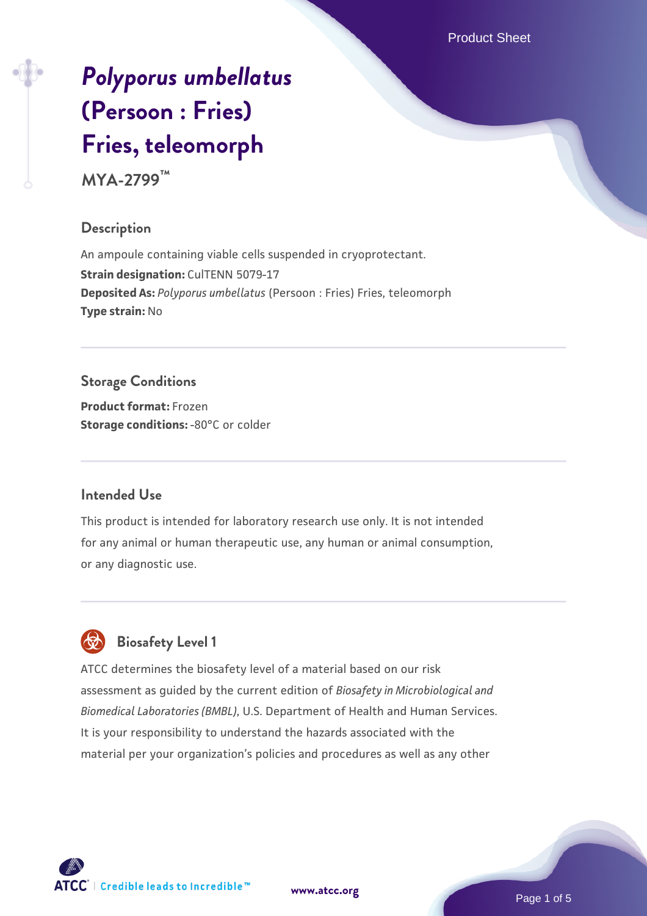# *Polyporus umbellatus* (Persoon : Fries) Fries, teleomorph

**MYA-2799™**

## Description

An ampoule containing viable cells suspended in cryoprotectant.

**Strain designation:** CulTENN 5079-17

**Deposited As:** *Polyporus umbellatus* (Persoon : Fries) Fries, teleomorph

**Type strain:** No

## Storage Conditions

**Product format:** Frozen

**Storage conditions:** -80°C or colder

## Intended Use

This product is intended for laboratory research use only. It is not intended for any animal or human therapeutic use, any human or animal consumption, or any diagnostic use.

## Biosafety Level 1

ATCC determines the biosafety level of a material based on our risk assessment as guided by the current edition of *Biosafety in Microbiological and Biomedical Laboratories (BMBL)*, U.S. Department of Health and Human Services. It is your responsibility to understand the hazards associated with the material per your organization's policies and procedures as well as any other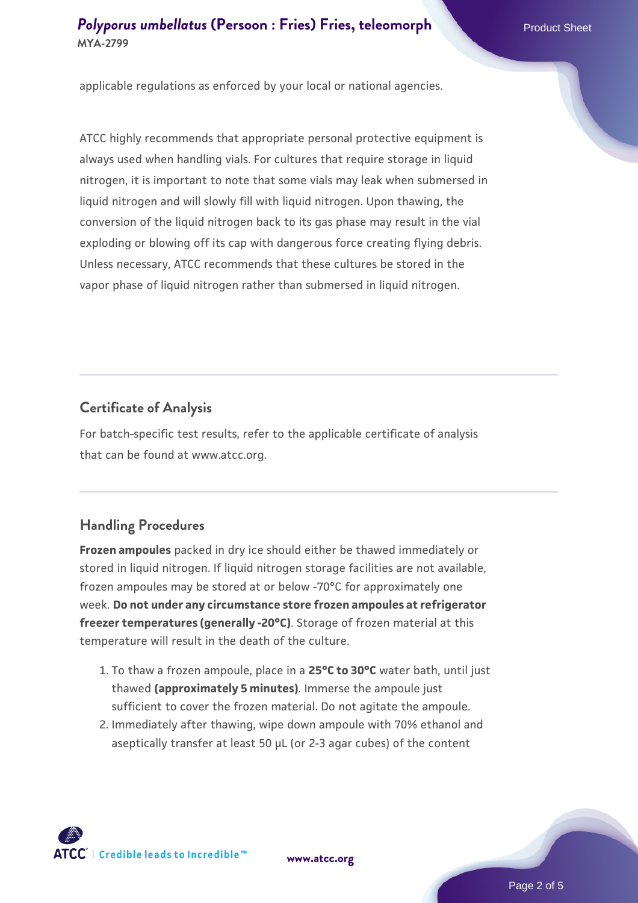applicable regulations as enforced by your local or national agencies.

ATCC highly recommends that appropriate personal protective equipment is always used when handling vials. For cultures that require storage in liquid nitrogen, it is important to note that some vials may leak when submersed in liquid nitrogen and will slowly fill with liquid nitrogen. Upon thawing, the conversion of the liquid nitrogen back to its gas phase may result in the vial exploding or blowing off its cap with dangerous force creating flying debris. Unless necessary, ATCC recommends that these cultures be stored in the vapor phase of liquid nitrogen rather than submersed in liquid nitrogen.

## Certificate of Analysis

For batch-specific test results, refer to the applicable certificate of analysis that can be found at www.atcc.org.

## Handling Procedures

**Frozen ampoules** packed in dry ice should either be thawed immediately or stored in liquid nitrogen. If liquid nitrogen storage facilities are not available, frozen ampoules may be stored at or below -70°C for approximately one week. **Do not under any circumstance store frozen ampoules at refrigerator freezer temperatures (generally -20°C)**. Storage of frozen material at this temperature will result in the death of the culture.

1. To thaw a frozen ampoule, place in a **25°C to 30°C** water bath, until just thawed **(approximately 5 minutes)**. Immerse the ampoule just sufficient to cover the frozen material. Do not agitate the ampoule.
2. Immediately after thawing, wipe down ampoule with 70% ethanol and aseptically transfer at least 50 µL (or 2-3 agar cubes) of the content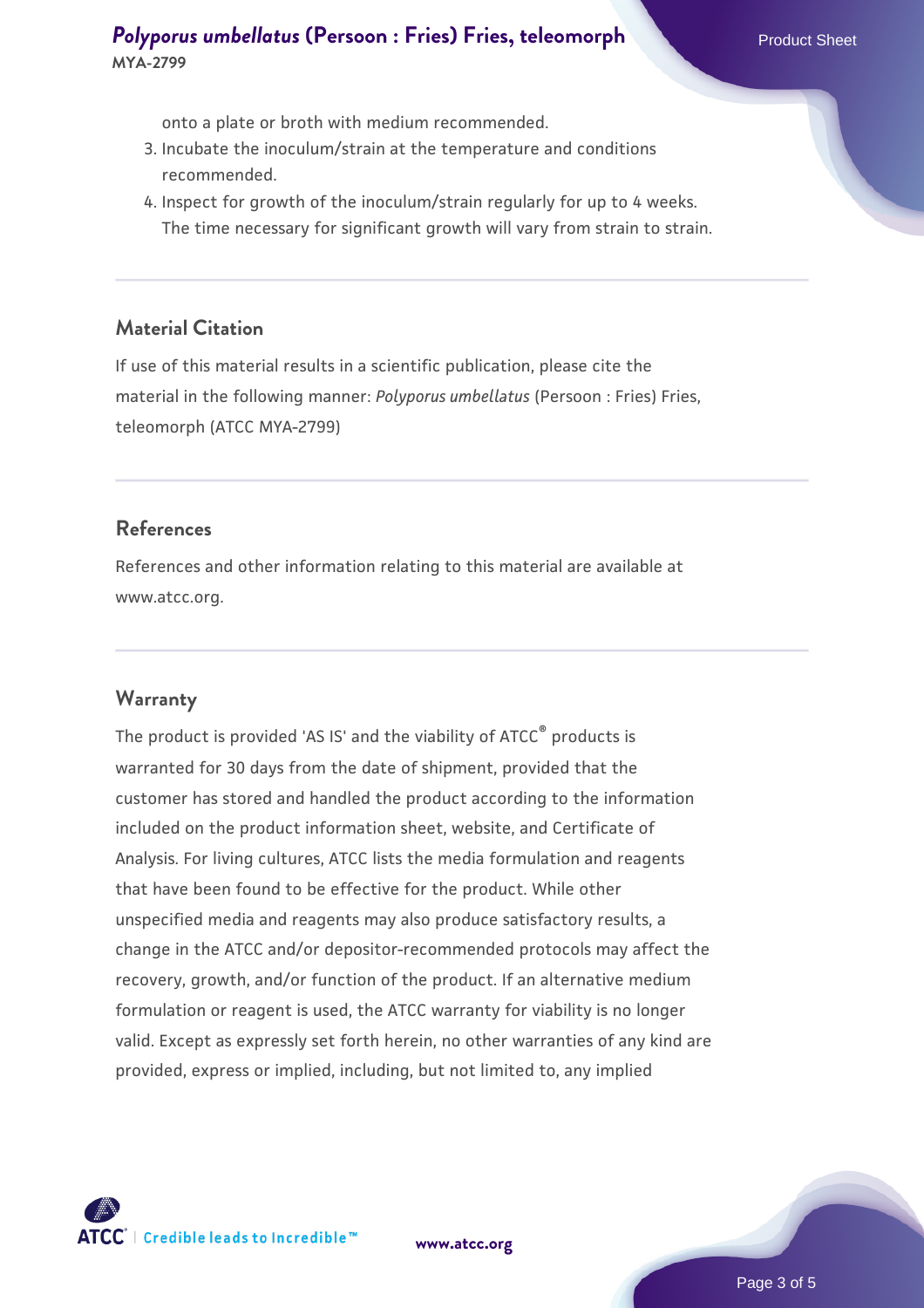onto a plate or broth with medium recommended.

3. Incubate the inoculum/strain at the temperature and conditions recommended.
4. Inspect for growth of the inoculum/strain regularly for up to 4 weeks. The time necessary for significant growth will vary from strain to strain.

## Material Citation

If use of this material results in a scientific publication, please cite the material in the following manner: *Polyporus umbellatus* (Persoon : Fries) Fries, teleomorph (ATCC MYA-2799)

## References

References and other information relating to this material are available at www.atcc.org.

## Warranty

The product is provided 'AS IS' and the viability of ATCC® products is warranted for 30 days from the date of shipment, provided that the customer has stored and handled the product according to the information included on the product information sheet, website, and Certificate of Analysis. For living cultures, ATCC lists the media formulation and reagents that have been found to be effective for the product. While other unspecified media and reagents may also produce satisfactory results, a change in the ATCC and/or depositor-recommended protocols may affect the recovery, growth, and/or function of the product. If an alternative medium formulation or reagent is used, the ATCC warranty for viability is no longer valid. Except as expressly set forth herein, no other warranties of any kind are provided, express or implied, including, but not limited to, any implied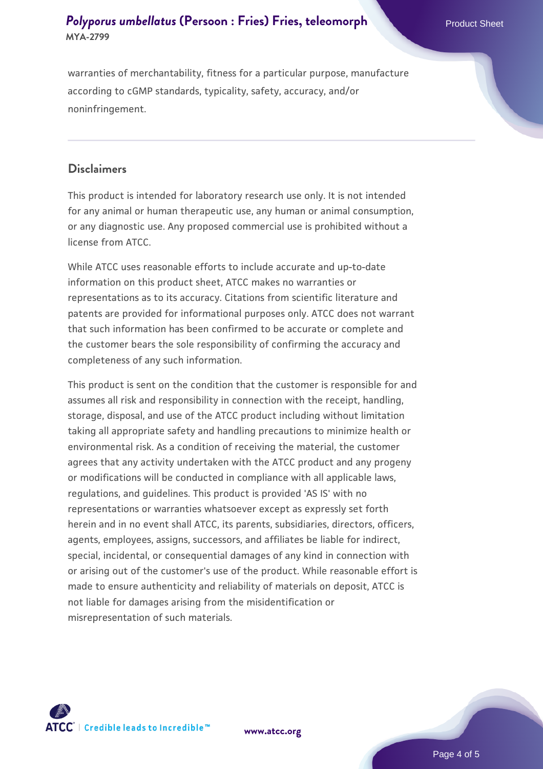warranties of merchantability, fitness for a particular purpose, manufacture according to cGMP standards, typicality, safety, accuracy, and/or noninfringement.

## Disclaimers

This product is intended for laboratory research use only. It is not intended for any animal or human therapeutic use, any human or animal consumption, or any diagnostic use. Any proposed commercial use is prohibited without a license from ATCC.

While ATCC uses reasonable efforts to include accurate and up-to-date information on this product sheet, ATCC makes no warranties or representations as to its accuracy. Citations from scientific literature and patents are provided for informational purposes only. ATCC does not warrant that such information has been confirmed to be accurate or complete and the customer bears the sole responsibility of confirming the accuracy and completeness of any such information.

This product is sent on the condition that the customer is responsible for and assumes all risk and responsibility in connection with the receipt, handling, storage, disposal, and use of the ATCC product including without limitation taking all appropriate safety and handling precautions to minimize health or environmental risk. As a condition of receiving the material, the customer agrees that any activity undertaken with the ATCC product and any progeny or modifications will be conducted in compliance with all applicable laws, regulations, and guidelines. This product is provided 'AS IS' with no representations or warranties whatsoever except as expressly set forth herein and in no event shall ATCC, its parents, subsidiaries, directors, officers, agents, employees, assigns, successors, and affiliates be liable for indirect, special, incidental, or consequential damages of any kind in connection with or arising out of the customer's use of the product. While reasonable effort is made to ensure authenticity and reliability of materials on deposit, ATCC is not liable for damages arising from the misidentification or misrepresentation of such materials.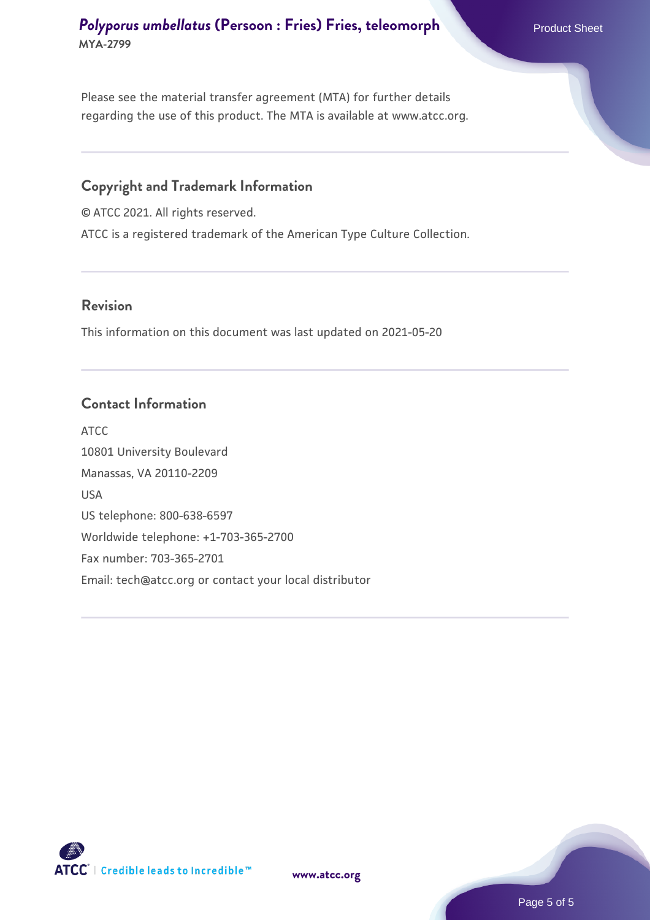Please see the material transfer agreement (MTA) for further details regarding the use of this product. The MTA is available at www.atcc.org.

## Copyright and Trademark Information

© ATCC 2021. All rights reserved.

ATCC is a registered trademark of the American Type Culture Collection.

## Revision

This information on this document was last updated on 2021-05-20

## Contact Information

ATCC
10801 University Boulevard
Manassas, VA 20110-2209
USA
US telephone: 800-638-6597
Worldwide telephone: +1-703-365-2700
Fax number: 703-365-2701
Email: tech@atcc.org or contact your local distributor